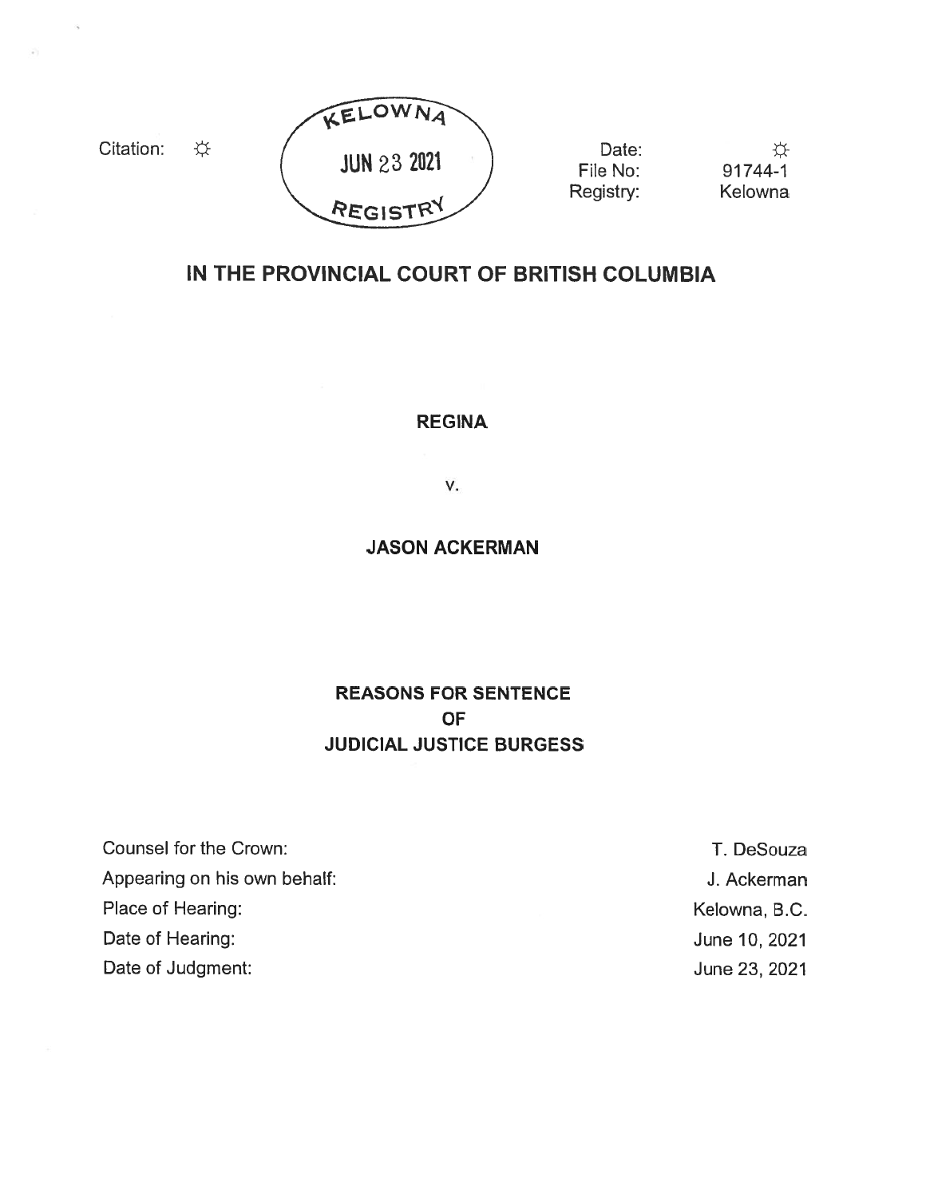Citation: ☼

KELOWNA
JUN 23 2021
REGISTRY

Date: ☼
File No: 91744-1
Registry: Kelowna

# IN THE PROVINCIAL COURT OF BRITISH COLUMBIA

**REGINA**

v.

**JASON ACKERMAN**

## REASONS FOR SENTENCE
## OF
## JUDICIAL JUSTICE BURGESS

| | |
|---|---|
| Counsel for the Crown: | T. DeSouza |
| Appearing on his own behalf: | J. Ackerman |
| Place of Hearing: | Kelowna, B.C. |
| Date of Hearing: | June 10, 2021 |
| Date of Judgment: | June 23, 2021 |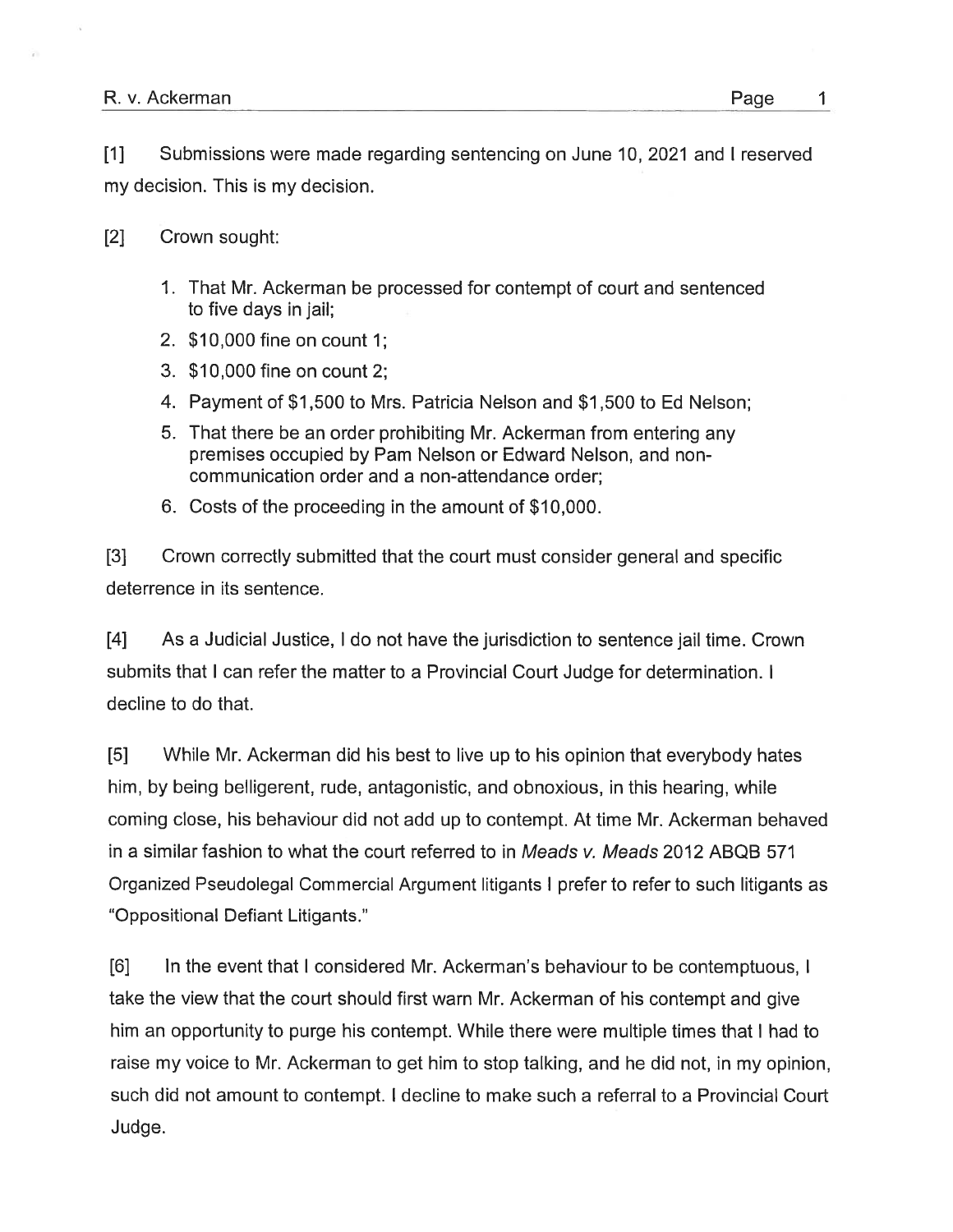[1] Submissions were made regarding sentencing on June 10, 2021 and I reserved my decision. This is my decision.

[2] Crown sought:

1. That Mr. Ackerman be processed for contempt of court and sentenced to five days in jail;
2. $10,000 fine on count 1;
3. $10,000 fine on count 2;
4. Payment of $1,500 to Mrs. Patricia Nelson and $1,500 to Ed Nelson;
5. That there be an order prohibiting Mr. Ackerman from entering any premises occupied by Pam Nelson or Edward Nelson, and non-communication order and a non-attendance order;
6. Costs of the proceeding in the amount of $10,000.

[3] Crown correctly submitted that the court must consider general and specific deterrence in its sentence.

[4] As a Judicial Justice, I do not have the jurisdiction to sentence jail time. Crown submits that I can refer the matter to a Provincial Court Judge for determination. I decline to do that.

[5] While Mr. Ackerman did his best to live up to his opinion that everybody hates him, by being belligerent, rude, antagonistic, and obnoxious, in this hearing, while coming close, his behaviour did not add up to contempt. At time Mr. Ackerman behaved in a similar fashion to what the court referred to in *Meads v. Meads* 2012 ABQB 571 Organized Pseudolegal Commercial Argument litigants I prefer to refer to such litigants as "Oppositional Defiant Litigants."

[6] In the event that I considered Mr. Ackerman's behaviour to be contemptuous, I take the view that the court should first warn Mr. Ackerman of his contempt and give him an opportunity to purge his contempt. While there were multiple times that I had to raise my voice to Mr. Ackerman to get him to stop talking, and he did not, in my opinion, such did not amount to contempt. I decline to make such a referral to a Provincial Court Judge.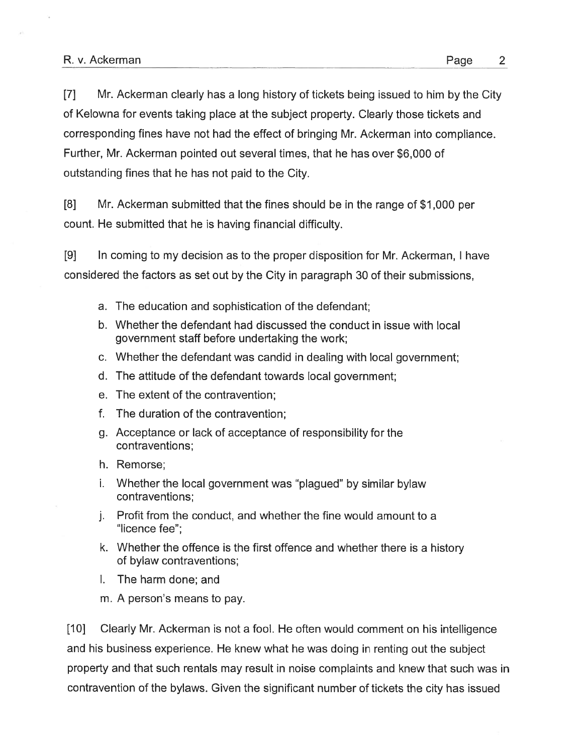[7] Mr. Ackerman clearly has a long history of tickets being issued to him by the City of Kelowna for events taking place at the subject property. Clearly those tickets and corresponding fines have not had the effect of bringing Mr. Ackerman into compliance. Further, Mr. Ackerman pointed out several times, that he has over $6,000 of outstanding fines that he has not paid to the City.

[8] Mr. Ackerman submitted that the fines should be in the range of $1,000 per count. He submitted that he is having financial difficulty.

[9] In coming to my decision as to the proper disposition for Mr. Ackerman, I have considered the factors as set out by the City in paragraph 30 of their submissions,

a. The education and sophistication of the defendant;

b. Whether the defendant had discussed the conduct in issue with local government staff before undertaking the work;

c. Whether the defendant was candid in dealing with local government;

d. The attitude of the defendant towards local government;

e. The extent of the contravention;

f. The duration of the contravention;

g. Acceptance or lack of acceptance of responsibility for the contraventions;

h. Remorse;

i. Whether the local government was "plagued" by similar bylaw contraventions;

j. Profit from the conduct, and whether the fine would amount to a "licence fee";

k. Whether the offence is the first offence and whether there is a history of bylaw contraventions;

l. The harm done; and

m. A person's means to pay.

[10] Clearly Mr. Ackerman is not a fool. He often would comment on his intelligence and his business experience. He knew what he was doing in renting out the subject property and that such rentals may result in noise complaints and knew that such was in contravention of the bylaws. Given the significant number of tickets the city has issued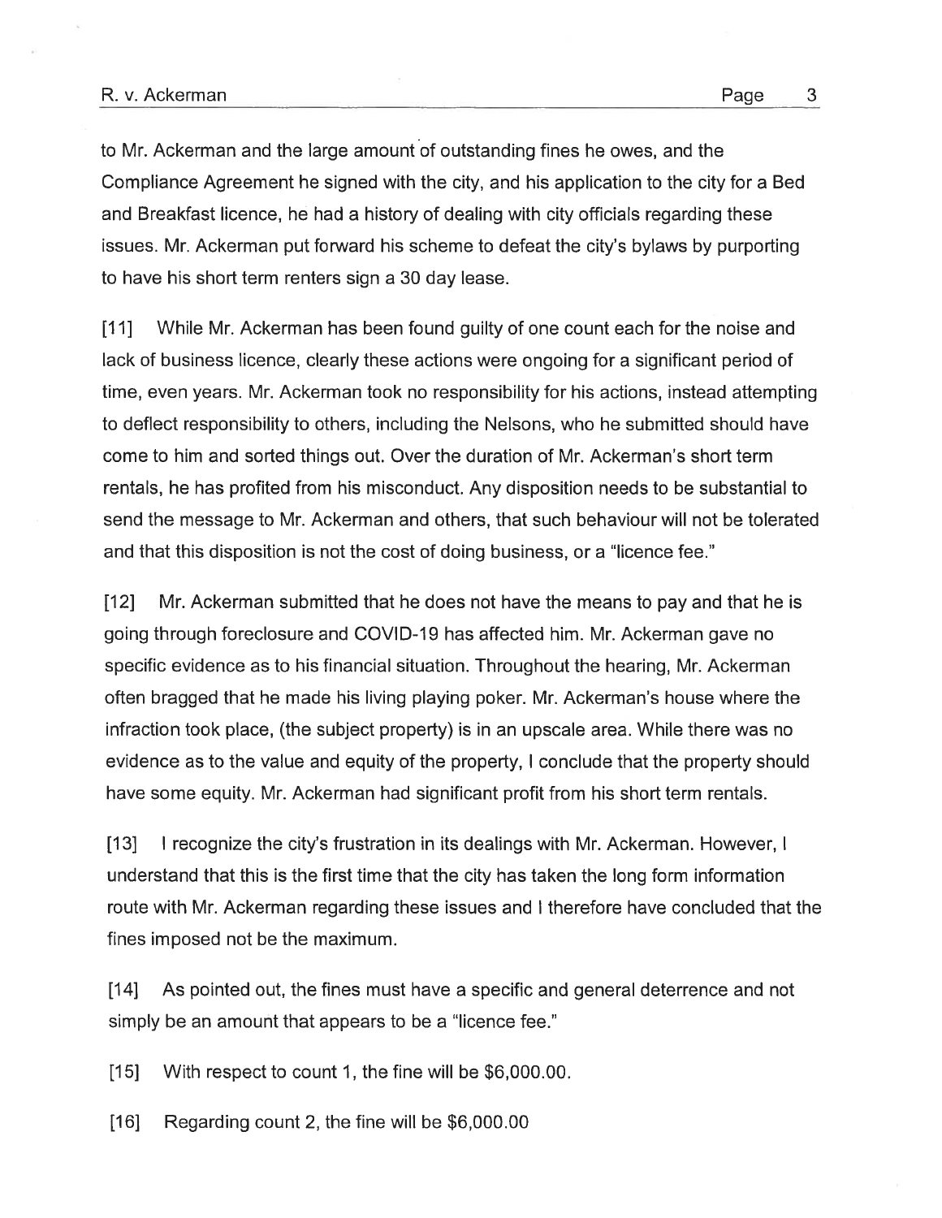to Mr. Ackerman and the large amount of outstanding fines he owes, and the Compliance Agreement he signed with the city, and his application to the city for a Bed and Breakfast licence, he had a history of dealing with city officials regarding these issues. Mr. Ackerman put forward his scheme to defeat the city's bylaws by purporting to have his short term renters sign a 30 day lease.

[11] While Mr. Ackerman has been found guilty of one count each for the noise and lack of business licence, clearly these actions were ongoing for a significant period of time, even years. Mr. Ackerman took no responsibility for his actions, instead attempting to deflect responsibility to others, including the Nelsons, who he submitted should have come to him and sorted things out. Over the duration of Mr. Ackerman's short term rentals, he has profited from his misconduct. Any disposition needs to be substantial to send the message to Mr. Ackerman and others, that such behaviour will not be tolerated and that this disposition is not the cost of doing business, or a "licence fee."

[12] Mr. Ackerman submitted that he does not have the means to pay and that he is going through foreclosure and COVID-19 has affected him. Mr. Ackerman gave no specific evidence as to his financial situation. Throughout the hearing, Mr. Ackerman often bragged that he made his living playing poker. Mr. Ackerman's house where the infraction took place, (the subject property) is in an upscale area. While there was no evidence as to the value and equity of the property, I conclude that the property should have some equity. Mr. Ackerman had significant profit from his short term rentals.

[13] I recognize the city's frustration in its dealings with Mr. Ackerman. However, I understand that this is the first time that the city has taken the long form information route with Mr. Ackerman regarding these issues and I therefore have concluded that the fines imposed not be the maximum.

[14] As pointed out, the fines must have a specific and general deterrence and not simply be an amount that appears to be a "licence fee."

[15] With respect to count 1, the fine will be $6,000.00.

[16] Regarding count 2, the fine will be $6,000.00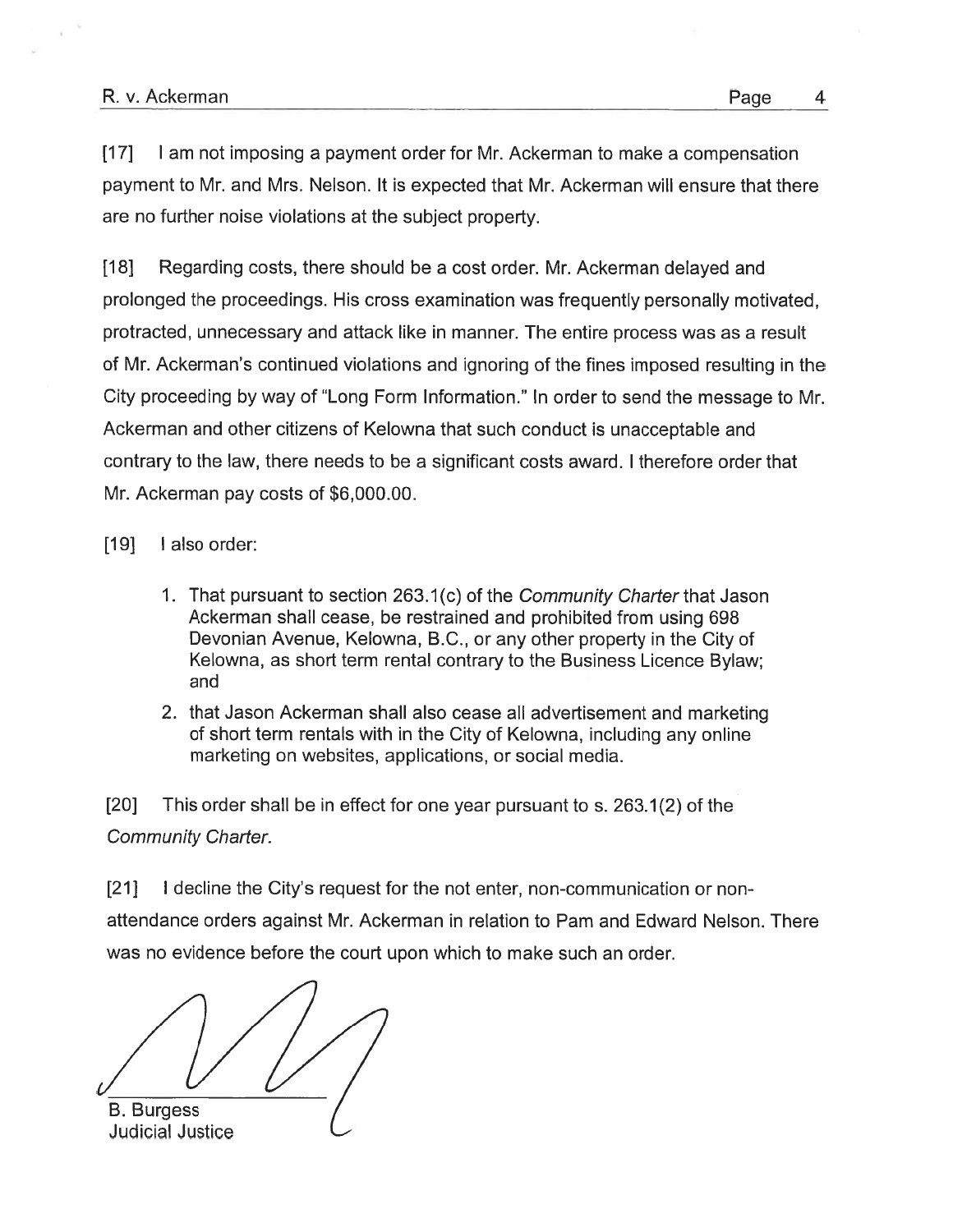[17] I am not imposing a payment order for Mr. Ackerman to make a compensation payment to Mr. and Mrs. Nelson. It is expected that Mr. Ackerman will ensure that there are no further noise violations at the subject property.

[18] Regarding costs, there should be a cost order. Mr. Ackerman delayed and prolonged the proceedings. His cross examination was frequently personally motivated, protracted, unnecessary and attack like in manner. The entire process was as a result of Mr. Ackerman's continued violations and ignoring of the fines imposed resulting in the City proceeding by way of "Long Form Information." In order to send the message to Mr. Ackerman and other citizens of Kelowna that such conduct is unacceptable and contrary to the law, there needs to be a significant costs award. I therefore order that Mr. Ackerman pay costs of $6,000.00.

[19] I also order:

1. That pursuant to section 263.1(c) of the *Community Charter* that Jason Ackerman shall cease, be restrained and prohibited from using 698 Devonian Avenue, Kelowna, B.C., or any other property in the City of Kelowna, as short term rental contrary to the Business Licence Bylaw; and
2. that Jason Ackerman shall also cease all advertisement and marketing of short term rentals with in the City of Kelowna, including any online marketing on websites, applications, or social media.

[20] This order shall be in effect for one year pursuant to s. 263.1(2) of the *Community Charter.*

[21] I decline the City's request for the not enter, non-communication or non-attendance orders against Mr. Ackerman in relation to Pam and Edward Nelson. There was no evidence before the court upon which to make such an order.

B. Burgess
Judicial Justice